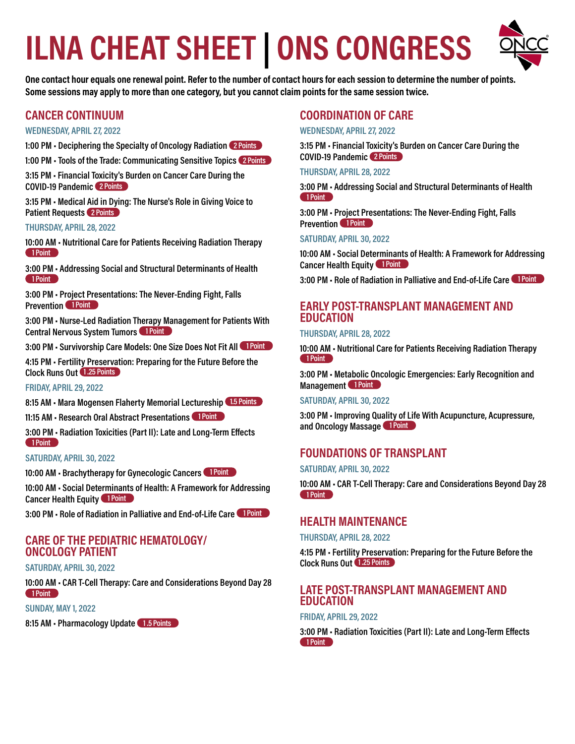# ILNA CHEAT SHEET | ONS CONGRESS

**One contact hour equals one renewal point. Refer to the number of contact hours for each session to determine the number of points. Some sessions may apply to more than one category, but you cannot claim points for the same session twice.**

## CANCER CONTINUUM

### WEDNESDAY, APRIL 27, 2022

1:00 PM • Deciphering the Specialty of Oncology Radiation 2 Points

1:00 PM • Tools of the Trade: Communicating Sensitive Topics 2 Points

3:15 PM • Financial Toxicity's Burden on Cancer Care During the COVID-19 Pandemic 2 Points

3:15 PM • Medical Aid in Dying: The Nurse's Role in Giving Voice to Patient Requests 2 Points

### THURSDAY, APRIL 28, 2022

10:00 AM • Nutritional Care for Patients Receiving Radiation Therapy 1 Point

3:00 PM • Addressing Social and Structural Determinants of Health 1 Point

3:00 PM • Project Presentations: The Never-Ending Fight, Falls Prevention 1 Point

3:00 PM • Nurse-Led Radiation Therapy Management for Patients With Central Nervous System Tumors 1 Point

3:00 PM • Survivorship Care Models: One Size Does Not Fit All 1 Point

4:15 PM • Fertility Preservation: Preparing for the Future Before the Clock Runs Out 1.25 Points

### FRIDAY, APRIL 29, 2022

8:15 AM • Mara Mogensen Flaherty Memorial Lectureship 1.5 Points

11:15 AM • Research Oral Abstract Presentations 1 Point

3:00 PM • Radiation Toxicities (Part II): Late and Long-Term Effects 1 Point

### SATURDAY, APRIL 30, 2022

10:00 AM • Brachytherapy for Gynecologic Cancers 1 Point

10:00 AM • Social Determinants of Health: A Framework for Addressing Cancer Health Equity 1 Point

3:00 PM • Role of Radiation in Palliative and End-of-Life Care 1 Point

## CARE OF THE PEDIATRIC HEMATOLOGY/ ONCOLOGY PATIENT

### SATURDAY, APRIL 30, 2022

10:00 AM • CAR T-Cell Therapy: Care and Considerations Beyond Day 28 1 Point

### SUNDAY, MAY 1, 2022

8:15 AM • Pharmacology Update 1.5 Points

## COORDINATION OF CARE

### WEDNESDAY, APRIL 27, 2022

3:15 PM • Financial Toxicity's Burden on Cancer Care During the COVID-19 Pandemic 2 Points

### THURSDAY, APRIL 28, 2022

3:00 PM • Addressing Social and Structural Determinants of Health 1 Point

3:00 PM • Project Presentations: The Never-Ending Fight, Falls Prevention 1 Point

### SATURDAY, APRIL 30, 2022

10:00 AM • Social Determinants of Health: A Framework for Addressing Cancer Health Equity 1 Point

3:00 PM • Role of Radiation in Palliative and End-of-Life Care 1 Point

## EARLY POST-TRANSPLANT MANAGEMENT AND EDUCATION

### THURSDAY, APRIL 28, 2022

10:00 AM • Nutritional Care for Patients Receiving Radiation Therapy 1 Point

3:00 PM • Metabolic Oncologic Emergencies: Early Recognition and Management 1 Point

### SATURDAY, APRIL 30, 2022

3:00 PM • Improving Quality of Life With Acupuncture, Acupressure, and Oncology Massage 1 Point

## FOUNDATIONS OF TRANSPLANT

### SATURDAY, APRIL 30, 2022

10:00 AM • CAR T-Cell Therapy: Care and Considerations Beyond Day 28 1 Point

## HEALTH MAINTENANCE

### THURSDAY, APRIL 28, 2022

4:15 PM • Fertility Preservation: Preparing for the Future Before the Clock Runs Out 1.25 Points

## LATE POST-TRANSPLANT MANAGEMENT AND EDUCATION

### FRIDAY, APRIL 29, 2022

3:00 PM • Radiation Toxicities (Part II): Late and Long-Term Effects 1 Point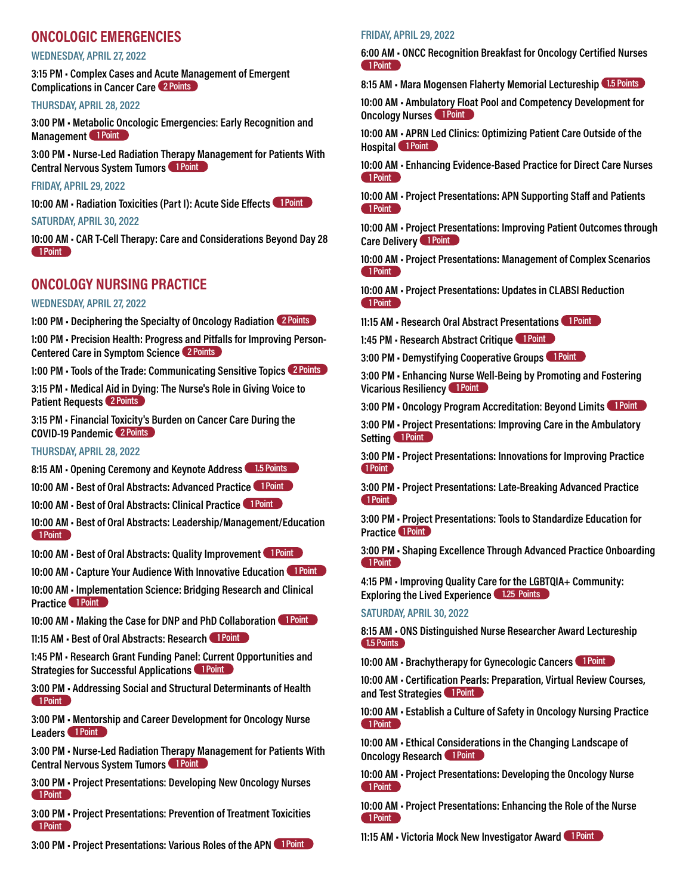## ONCOLOGIC EMERGENCIES

### WEDNESDAY, APRIL 27, 2022

3:15 PM • Complex Cases and Acute Management of Emergent Complications in Cancer Care 2 Points

### THURSDAY, APRIL 28, 2022

3:00 PM • Metabolic Oncologic Emergencies: Early Recognition and Management 1 Point

3:00 PM • Nurse-Led Radiation Therapy Management for Patients With Central Nervous System Tumors 1 Point

### FRIDAY, APRIL 29, 2022

10:00 AM • Radiation Toxicities (Part I): Acute Side Effects 1 Point

### SATURDAY, APRIL 30, 2022

10:00 AM • CAR T-Cell Therapy: Care and Considerations Beyond Day 28 1 Point

## ONCOLOGY NURSING PRACTICE

### WEDNESDAY, APRIL 27, 2022

1:00 PM • Deciphering the Specialty of Oncology Radiation 2 Points

1:00 PM • Precision Health: Progress and Pitfalls for Improving Person-Centered Care in Symptom Science 2 Points

1:00 PM • Tools of the Trade: Communicating Sensitive Topics 2 Points

3:15 PM • Medical Aid in Dying: The Nurse's Role in Giving Voice to Patient Requests 2 Points

3:15 PM • Financial Toxicity's Burden on Cancer Care During the COVID-19 Pandemic 2 Points

### THURSDAY, APRIL 28, 2022

8:15 AM • Opening Ceremony and Keynote Address 1.5 Points

10:00 AM • Best of Oral Abstracts: Advanced Practice 1 Point

10:00 AM • Best of Oral Abstracts: Clinical Practice 1 Point

10:00 AM • Best of Oral Abstracts: Leadership/Management/Education 1 Point

10:00 AM • Best of Oral Abstracts: Quality Improvement 1 Point

10:00 AM • Capture Your Audience With Innovative Education 1 Point

10:00 AM • Implementation Science: Bridging Research and Clinical Practice 1 Point

10:00 AM • Making the Case for DNP and PhD Collaboration 1 Point

11:15 AM • Best of Oral Abstracts: Research 1 Point

1:45 PM • Research Grant Funding Panel: Current Opportunities and Strategies for Successful Applications 1 Point

3:00 PM • Addressing Social and Structural Determinants of Health 1 Point

3:00 PM • Mentorship and Career Development for Oncology Nurse Leaders 1 Point

3:00 PM • Nurse-Led Radiation Therapy Management for Patients With Central Nervous System Tumors 1 Point

3:00 PM • Project Presentations: Developing New Oncology Nurses 1 Point

3:00 PM • Project Presentations: Prevention of Treatment Toxicities 1 Point

3:00 PM • Project Presentations: Various Roles of the APN 1 Point

### FRIDAY, APRIL 29, 2022

6:00 AM • ONCC Recognition Breakfast for Oncology Certified Nurses 1 Point

8:15 AM • Mara Mogensen Flaherty Memorial Lectureship 1.5 Points

10:00 AM • Ambulatory Float Pool and Competency Development for Oncology Nurses 1 Point

10:00 AM • APRN Led Clinics: Optimizing Patient Care Outside of the Hospital 1 Point

10:00 AM • Enhancing Evidence-Based Practice for Direct Care Nurses 1 Point

10:00 AM • Project Presentations: APN Supporting Staff and Patients 1 Point

10:00 AM • Project Presentations: Improving Patient Outcomes through Care Delivery 1 Point

10:00 AM • Project Presentations: Management of Complex Scenarios 1 Point

10:00 AM • Project Presentations: Updates in CLABSI Reduction 1 Point

11:15 AM • Research Oral Abstract Presentations 1 Point

1:45 PM • Research Abstract Critique 1 Point

3:00 PM • Demystifying Cooperative Groups 1 Point

3:00 PM • Enhancing Nurse Well-Being by Promoting and Fostering Vicarious Resiliency 1 Point

3:00 PM • Oncology Program Accreditation: Beyond Limits 1 Point

3:00 PM • Project Presentations: Improving Care in the Ambulatory Setting 1 Point

3:00 PM • Project Presentations: Innovations for Improving Practice 1 Point

3:00 PM • Project Presentations: Late-Breaking Advanced Practice 1 Point

3:00 PM • Project Presentations: Tools to Standardize Education for Practice 1 Point

3:00 PM • Shaping Excellence Through Advanced Practice Onboarding 1 Point

4:15 PM • Improving Quality Care for the LGBTQIA+ Community: Exploring the Lived Experience 1.25 Points

### SATURDAY, APRIL 30, 2022

8:15 AM • ONS Distinguished Nurse Researcher Award Lectureship 1.5 Points

10:00 AM • Brachytherapy for Gynecologic Cancers 1 Point

10:00 AM • Certification Pearls: Preparation, Virtual Review Courses, and Test Strategies 1 Point

10:00 AM • Establish a Culture of Safety in Oncology Nursing Practice 1 Point

10:00 AM • Ethical Considerations in the Changing Landscape of Oncology Research 1 Point

10:00 AM • Project Presentations: Developing the Oncology Nurse 1 Point

10:00 AM • Project Presentations: Enhancing the Role of the Nurse 1 Point

11:15 AM • Victoria Mock New Investigator Award 1 Point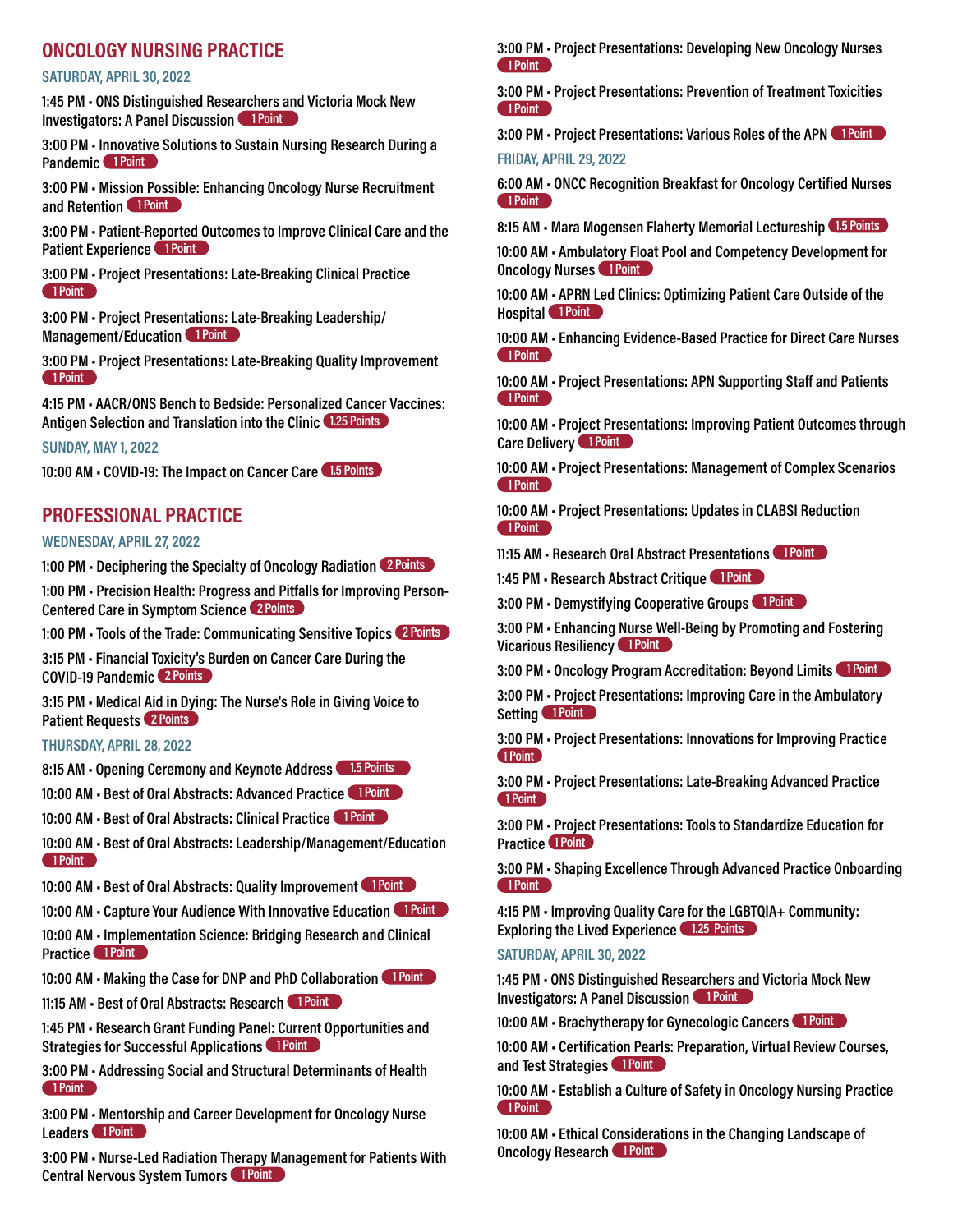## ONCOLOGY NURSING PRACTICE

### SATURDAY, APRIL 30, 2022

1:45 PM • ONS Distinguished Researchers and Victoria Mock New Investigators: A Panel Discussion 1 Point

3:00 PM • Innovative Solutions to Sustain Nursing Research During a Pandemic 1 Point

3:00 PM • Mission Possible: Enhancing Oncology Nurse Recruitment and Retention 1 Point

3:00 PM • Patient-Reported Outcomes to Improve Clinical Care and the Patient Experience 1 Point

3:00 PM • Project Presentations: Late-Breaking Clinical Practice 1 Point

3:00 PM • Project Presentations: Late-Breaking Leadership/Management/Education 1 Point

3:00 PM • Project Presentations: Late-Breaking Quality Improvement 1 Point

4:15 PM • AACR/ONS Bench to Bedside: Personalized Cancer Vaccines: Antigen Selection and Translation into the Clinic 1.25 Points

### SUNDAY, MAY 1, 2022

10:00 AM • COVID-19: The Impact on Cancer Care 1.5 Points

## PROFESSIONAL PRACTICE

### WEDNESDAY, APRIL 27, 2022

1:00 PM • Deciphering the Specialty of Oncology Radiation 2 Points

1:00 PM • Precision Health: Progress and Pitfalls for Improving Person-Centered Care in Symptom Science 2 Points

1:00 PM • Tools of the Trade: Communicating Sensitive Topics 2 Points

3:15 PM • Financial Toxicity's Burden on Cancer Care During the COVID-19 Pandemic 2 Points

3:15 PM • Medical Aid in Dying: The Nurse's Role in Giving Voice to Patient Requests 2 Points

### THURSDAY, APRIL 28, 2022

8:15 AM • Opening Ceremony and Keynote Address 1.5 Points

10:00 AM • Best of Oral Abstracts: Advanced Practice 1 Point

10:00 AM • Best of Oral Abstracts: Clinical Practice 1 Point

10:00 AM • Best of Oral Abstracts: Leadership/Management/Education 1 Point

10:00 AM • Best of Oral Abstracts: Quality Improvement 1 Point

10:00 AM • Capture Your Audience With Innovative Education 1 Point

10:00 AM • Implementation Science: Bridging Research and Clinical Practice 1 Point

10:00 AM • Making the Case for DNP and PhD Collaboration 1 Point

11:15 AM • Best of Oral Abstracts: Research 1 Point

1:45 PM • Research Grant Funding Panel: Current Opportunities and Strategies for Successful Applications 1 Point

3:00 PM • Addressing Social and Structural Determinants of Health 1 Point

3:00 PM • Mentorship and Career Development for Oncology Nurse Leaders 1 Point

3:00 PM • Nurse-Led Radiation Therapy Management for Patients With Central Nervous System Tumors 1 Point

3:00 PM • Project Presentations: Developing New Oncology Nurses 1 Point

3:00 PM • Project Presentations: Prevention of Treatment Toxicities 1 Point

3:00 PM • Project Presentations: Various Roles of the APN 1 Point

### FRIDAY, APRIL 29, 2022

6:00 AM • ONCC Recognition Breakfast for Oncology Certified Nurses 1 Point

8:15 AM • Mara Mogensen Flaherty Memorial Lectureship 1.5 Points

10:00 AM • Ambulatory Float Pool and Competency Development for Oncology Nurses 1 Point

10:00 AM • APRN Led Clinics: Optimizing Patient Care Outside of the Hospital 1 Point

10:00 AM • Enhancing Evidence-Based Practice for Direct Care Nurses 1 Point

10:00 AM • Project Presentations: APN Supporting Staff and Patients 1 Point

10:00 AM • Project Presentations: Improving Patient Outcomes through Care Delivery 1 Point

10:00 AM • Project Presentations: Management of Complex Scenarios 1 Point

10:00 AM • Project Presentations: Updates in CLABSI Reduction 1 Point

11:15 AM • Research Oral Abstract Presentations 1 Point

1:45 PM • Research Abstract Critique 1 Point

3:00 PM • Demystifying Cooperative Groups 1 Point

3:00 PM • Enhancing Nurse Well-Being by Promoting and Fostering Vicarious Resiliency 1 Point

3:00 PM • Oncology Program Accreditation: Beyond Limits 1 Point

3:00 PM • Project Presentations: Improving Care in the Ambulatory Setting 1 Point

3:00 PM • Project Presentations: Innovations for Improving Practice 1 Point

3:00 PM • Project Presentations: Late-Breaking Advanced Practice 1 Point

3:00 PM • Project Presentations: Tools to Standardize Education for Practice 1 Point

3:00 PM • Shaping Excellence Through Advanced Practice Onboarding 1 Point

4:15 PM • Improving Quality Care for the LGBTQIA+ Community: Exploring the Lived Experience 1.25 Points

### SATURDAY, APRIL 30, 2022

1:45 PM • ONS Distinguished Researchers and Victoria Mock New Investigators: A Panel Discussion 1 Point

10:00 AM • Brachytherapy for Gynecologic Cancers 1 Point

10:00 AM • Certification Pearls: Preparation, Virtual Review Courses, and Test Strategies 1 Point

10:00 AM • Establish a Culture of Safety in Oncology Nursing Practice 1 Point

10:00 AM • Ethical Considerations in the Changing Landscape of Oncology Research 1 Point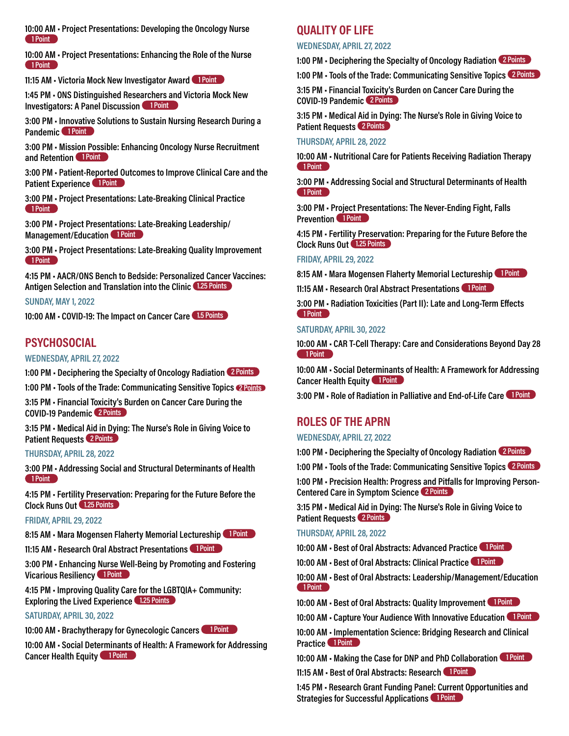10:00 AM • Project Presentations: Developing the Oncology Nurse 1 Point

10:00 AM • Project Presentations: Enhancing the Role of the Nurse 1 Point

11:15 AM • Victoria Mock New Investigator Award 1 Point

1:45 PM • ONS Distinguished Researchers and Victoria Mock New Investigators: A Panel Discussion 1 Point

3:00 PM • Innovative Solutions to Sustain Nursing Research During a Pandemic 1 Point

3:00 PM • Mission Possible: Enhancing Oncology Nurse Recruitment and Retention 1 Point

3:00 PM • Patient-Reported Outcomes to Improve Clinical Care and the Patient Experience 1 Point

3:00 PM • Project Presentations: Late-Breaking Clinical Practice 1 Point

3:00 PM • Project Presentations: Late-Breaking Leadership/Management/Education 1 Point

3:00 PM • Project Presentations: Late-Breaking Quality Improvement 1 Point

4:15 PM • AACR/ONS Bench to Bedside: Personalized Cancer Vaccines: Antigen Selection and Translation into the Clinic 1.25 Points

SUNDAY, MAY 1, 2022

10:00 AM • COVID-19: The Impact on Cancer Care 1.5 Points

## PSYCHOSOCIAL

WEDNESDAY, APRIL 27, 2022

1:00 PM • Deciphering the Specialty of Oncology Radiation 2 Points

1:00 PM • Tools of the Trade: Communicating Sensitive Topics 2 Points

3:15 PM • Financial Toxicity's Burden on Cancer Care During the COVID-19 Pandemic 2 Points

3:15 PM • Medical Aid in Dying: The Nurse's Role in Giving Voice to Patient Requests 2 Points

THURSDAY, APRIL 28, 2022

3:00 PM • Addressing Social and Structural Determinants of Health 1 Point

4:15 PM • Fertility Preservation: Preparing for the Future Before the Clock Runs Out 1.25 Points

FRIDAY, APRIL 29, 2022

8:15 AM • Mara Mogensen Flaherty Memorial Lectureship 1 Point

11:15 AM • Research Oral Abstract Presentations 1 Point

3:00 PM • Enhancing Nurse Well-Being by Promoting and Fostering Vicarious Resiliency 1 Point

4:15 PM • Improving Quality Care for the LGBTQIA+ Community: Exploring the Lived Experience 1.25 Points

SATURDAY, APRIL 30, 2022

10:00 AM • Brachytherapy for Gynecologic Cancers 1 Point

10:00 AM • Social Determinants of Health: A Framework for Addressing Cancer Health Equity 1 Point

## QUALITY OF LIFE

WEDNESDAY, APRIL 27, 2022

1:00 PM • Deciphering the Specialty of Oncology Radiation 2 Points

1:00 PM • Tools of the Trade: Communicating Sensitive Topics 2 Points

3:15 PM • Financial Toxicity's Burden on Cancer Care During the COVID-19 Pandemic 2 Points

3:15 PM • Medical Aid in Dying: The Nurse's Role in Giving Voice to Patient Requests 2 Points

THURSDAY, APRIL 28, 2022

10:00 AM • Nutritional Care for Patients Receiving Radiation Therapy 1 Point

3:00 PM • Addressing Social and Structural Determinants of Health 1 Point

3:00 PM • Project Presentations: The Never-Ending Fight, Falls Prevention 1 Point

4:15 PM • Fertility Preservation: Preparing for the Future Before the Clock Runs Out 1.25 Points

FRIDAY, APRIL 29, 2022

8:15 AM • Mara Mogensen Flaherty Memorial Lectureship 1 Point

11:15 AM • Research Oral Abstract Presentations 1 Point

3:00 PM • Radiation Toxicities (Part II): Late and Long-Term Effects 1 Point

SATURDAY, APRIL 30, 2022

10:00 AM • CAR T-Cell Therapy: Care and Considerations Beyond Day 28 1 Point

10:00 AM • Social Determinants of Health: A Framework for Addressing Cancer Health Equity 1 Point

3:00 PM • Role of Radiation in Palliative and End-of-Life Care 1 Point

## ROLES OF THE APRN

WEDNESDAY, APRIL 27, 2022

1:00 PM • Deciphering the Specialty of Oncology Radiation 2 Points

1:00 PM • Tools of the Trade: Communicating Sensitive Topics 2 Points

1:00 PM • Precision Health: Progress and Pitfalls for Improving Person-Centered Care in Symptom Science 2 Points

3:15 PM • Medical Aid in Dying: The Nurse's Role in Giving Voice to Patient Requests 2 Points

THURSDAY, APRIL 28, 2022

10:00 AM • Best of Oral Abstracts: Advanced Practice 1 Point

10:00 AM • Best of Oral Abstracts: Clinical Practice 1 Point

10:00 AM • Best of Oral Abstracts: Leadership/Management/Education 1 Point

10:00 AM • Best of Oral Abstracts: Quality Improvement 1 Point

10:00 AM • Capture Your Audience With Innovative Education 1 Point

10:00 AM • Implementation Science: Bridging Research and Clinical Practice 1 Point

10:00 AM • Making the Case for DNP and PhD Collaboration 1 Point

11:15 AM • Best of Oral Abstracts: Research 1 Point

1:45 PM • Research Grant Funding Panel: Current Opportunities and Strategies for Successful Applications 1 Point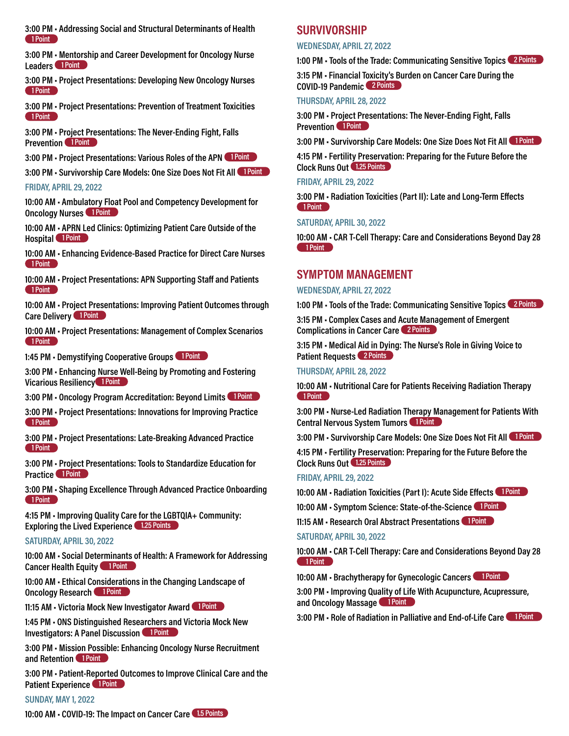3:00 PM • Addressing Social and Structural Determinants of Health 1 Point

3:00 PM • Mentorship and Career Development for Oncology Nurse Leaders 1 Point

3:00 PM • Project Presentations: Developing New Oncology Nurses 1 Point

3:00 PM • Project Presentations: Prevention of Treatment Toxicities 1 Point

3:00 PM • Project Presentations: The Never-Ending Fight, Falls Prevention 1 Point

3:00 PM • Project Presentations: Various Roles of the APN 1 Point

3:00 PM • Survivorship Care Models: One Size Does Not Fit All 1 Point

FRIDAY, APRIL 29, 2022

10:00 AM • Ambulatory Float Pool and Competency Development for Oncology Nurses 1 Point

10:00 AM • APRN Led Clinics: Optimizing Patient Care Outside of the Hospital 1 Point

10:00 AM • Enhancing Evidence-Based Practice for Direct Care Nurses 1 Point

10:00 AM • Project Presentations: APN Supporting Staff and Patients 1 Point

10:00 AM • Project Presentations: Improving Patient Outcomes through Care Delivery 1 Point

10:00 AM • Project Presentations: Management of Complex Scenarios 1 Point

1:45 PM • Demystifying Cooperative Groups 1 Point

3:00 PM • Enhancing Nurse Well-Being by Promoting and Fostering Vicarious Resiliency 1 Point

3:00 PM • Oncology Program Accreditation: Beyond Limits 1 Point

3:00 PM • Project Presentations: Innovations for Improving Practice 1 Point

3:00 PM • Project Presentations: Late-Breaking Advanced Practice 1 Point

3:00 PM • Project Presentations: Tools to Standardize Education for Practice 1 Point

3:00 PM • Shaping Excellence Through Advanced Practice Onboarding 1 Point

4:15 PM • Improving Quality Care for the LGBTQIA+ Community: Exploring the Lived Experience 1.25 Points

SATURDAY, APRIL 30, 2022

10:00 AM • Social Determinants of Health: A Framework for Addressing Cancer Health Equity 1 Point

10:00 AM • Ethical Considerations in the Changing Landscape of Oncology Research 1 Point

11:15 AM • Victoria Mock New Investigator Award 1 Point

1:45 PM • ONS Distinguished Researchers and Victoria Mock New Investigators: A Panel Discussion 1 Point

3:00 PM • Mission Possible: Enhancing Oncology Nurse Recruitment and Retention 1 Point

3:00 PM • Patient-Reported Outcomes to Improve Clinical Care and the Patient Experience 1 Point

SUNDAY, MAY 1, 2022

10:00 AM • COVID-19: The Impact on Cancer Care 1.5 Points

## SURVIVORSHIP

WEDNESDAY, APRIL 27, 2022

1:00 PM • Tools of the Trade: Communicating Sensitive Topics 2 Points

3:15 PM • Financial Toxicity's Burden on Cancer Care During the COVID-19 Pandemic 2 Points

THURSDAY, APRIL 28, 2022

3:00 PM • Project Presentations: The Never-Ending Fight, Falls Prevention 1 Point

3:00 PM • Survivorship Care Models: One Size Does Not Fit All 1 Point

4:15 PM • Fertility Preservation: Preparing for the Future Before the Clock Runs Out 1.25 Points

FRIDAY, APRIL 29, 2022

3:00 PM • Radiation Toxicities (Part II): Late and Long-Term Effects 1 Point

SATURDAY, APRIL 30, 2022

10:00 AM • CAR T-Cell Therapy: Care and Considerations Beyond Day 28 1 Point

## SYMPTOM MANAGEMENT

WEDNESDAY, APRIL 27, 2022

1:00 PM • Tools of the Trade: Communicating Sensitive Topics 2 Points

3:15 PM • Complex Cases and Acute Management of Emergent Complications in Cancer Care 2 Points

3:15 PM • Medical Aid in Dying: The Nurse's Role in Giving Voice to Patient Requests 2 Points

THURSDAY, APRIL 28, 2022

10:00 AM • Nutritional Care for Patients Receiving Radiation Therapy 1 Point

3:00 PM • Nurse-Led Radiation Therapy Management for Patients With Central Nervous System Tumors 1 Point

3:00 PM • Survivorship Care Models: One Size Does Not Fit All 1 Point

4:15 PM • Fertility Preservation: Preparing for the Future Before the Clock Runs Out 1.25 Points

FRIDAY, APRIL 29, 2022

10:00 AM • Radiation Toxicities (Part I): Acute Side Effects 1 Point

10:00 AM • Symptom Science: State-of-the-Science 1 Point

11:15 AM • Research Oral Abstract Presentations 1 Point

SATURDAY, APRIL 30, 2022

10:00 AM • CAR T-Cell Therapy: Care and Considerations Beyond Day 28 1 Point

10:00 AM • Brachytherapy for Gynecologic Cancers 1 Point

3:00 PM • Improving Quality of Life With Acupuncture, Acupressure, and Oncology Massage 1 Point

3:00 PM • Role of Radiation in Palliative and End-of-Life Care 1 Point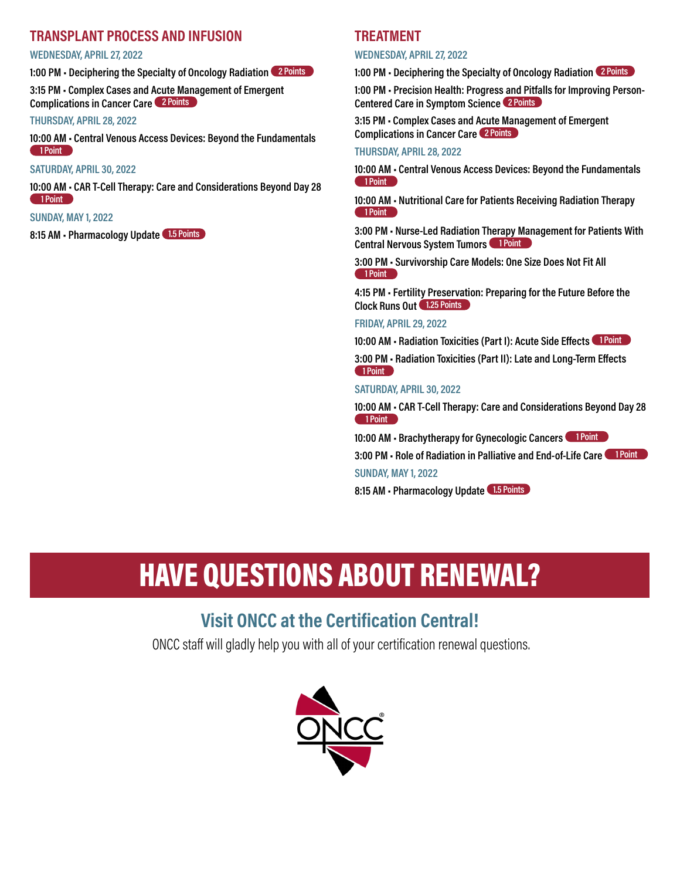## TRANSPLANT PROCESS AND INFUSION

### WEDNESDAY, APRIL 27, 2022

1:00 PM • Deciphering the Specialty of Oncology Radiation 2 Points

3:15 PM • Complex Cases and Acute Management of Emergent Complications in Cancer Care 2 Points

### THURSDAY, APRIL 28, 2022

10:00 AM • Central Venous Access Devices: Beyond the Fundamentals 1 Point

### SATURDAY, APRIL 30, 2022

10:00 AM • CAR T-Cell Therapy: Care and Considerations Beyond Day 28 1 Point

### SUNDAY, MAY 1, 2022

8:15 AM • Pharmacology Update 1.5 Points

## TREATMENT

### WEDNESDAY, APRIL 27, 2022

1:00 PM • Deciphering the Specialty of Oncology Radiation 2 Points

1:00 PM • Precision Health: Progress and Pitfalls for Improving Person-Centered Care in Symptom Science 2 Points

3:15 PM • Complex Cases and Acute Management of Emergent Complications in Cancer Care 2 Points

### THURSDAY, APRIL 28, 2022

10:00 AM • Central Venous Access Devices: Beyond the Fundamentals 1 Point

10:00 AM • Nutritional Care for Patients Receiving Radiation Therapy 1 Point

3:00 PM • Nurse-Led Radiation Therapy Management for Patients With Central Nervous System Tumors 1 Point

3:00 PM • Survivorship Care Models: One Size Does Not Fit All 1 Point

4:15 PM • Fertility Preservation: Preparing for the Future Before the Clock Runs Out 1.25 Points

### FRIDAY, APRIL 29, 2022

10:00 AM • Radiation Toxicities (Part I): Acute Side Effects 1 Point

3:00 PM • Radiation Toxicities (Part II): Late and Long-Term Effects 1 Point

### SATURDAY, APRIL 30, 2022

10:00 AM • CAR T-Cell Therapy: Care and Considerations Beyond Day 28 1 Point

10:00 AM • Brachytherapy for Gynecologic Cancers 1 Point

3:00 PM • Role of Radiation in Palliative and End-of-Life Care 1 Point

### SUNDAY, MAY 1, 2022

8:15 AM • Pharmacology Update 1.5 Points

# HAVE QUESTIONS ABOUT RENEWAL?

## Visit ONCC at the Certification Central!

ONCC staff will gladly help you with all of your certification renewal questions.

ONCC®